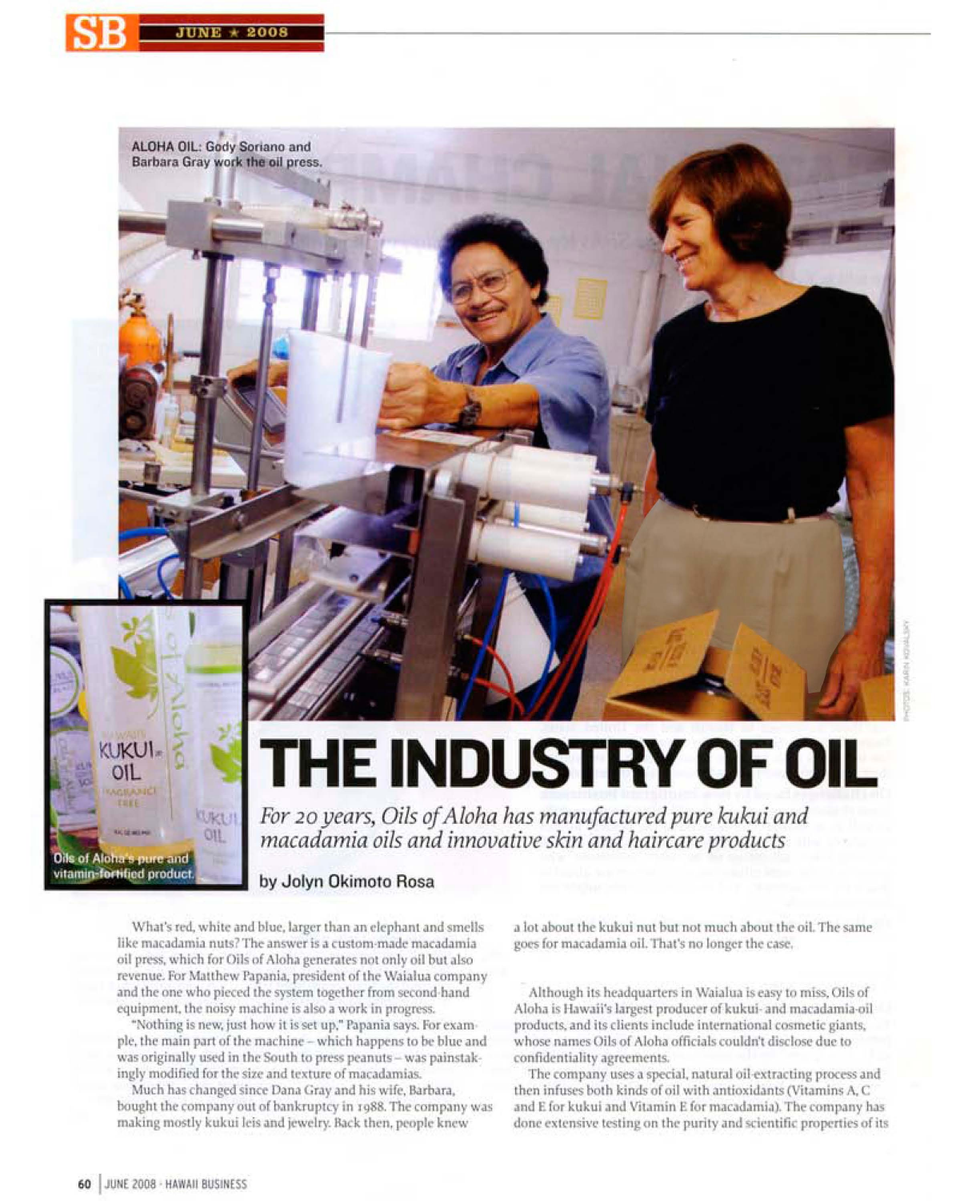ALOHA OIL: Gody Soriano and Barbara Gray work the oil press.

Oils of Aloha's pure and vitamin-fortified product.

# THE INDUSTRY OF OIL

*For 20 years, Oils of Aloha has manufactured pure kukui and macadamia oils and innovative skin and haircare products*

by Jolyn Okimoto Rosa

What's red, white and blue, larger than an elephant and smells like macadamia nuts? The answer is a custom-made macadamia oil press, which for Oils of Aloha generates not only oil but also revenue. For Matthew Papania, president of the Waialua company and the one who pieced the system together from second-hand equipment, the noisy machine is also a work in progress.

"Nothing is new, just how it is set up," Papania says. For example, the main part of the machine – which happens to be blue and was originally used in the South to press peanuts – was painstakingly modified for the size and texture of macadamias.

Much has changed since Dana Gray and his wife, Barbara, bought the company out of bankruptcy in 1988. The company was making mostly kukui leis and jewelry. Back then, people knew a lot about the kukui nut but not much about the oil. The same goes for macadamia oil. That's no longer the case.

Although its headquarters in Waialua is easy to miss, Oils of Aloha is Hawaii's largest producer of kukui- and macadamia-oil products, and its clients include international cosmetic giants, whose names Oils of Aloha officials couldn't disclose due to confidentiality agreements.

The company uses a special, natural oil-extracting process and then infuses both kinds of oil with antioxidants (Vitamins A, C and E for kukui and Vitamin E for macadamia). The company has done extensive testing on the purity and scientific properties of its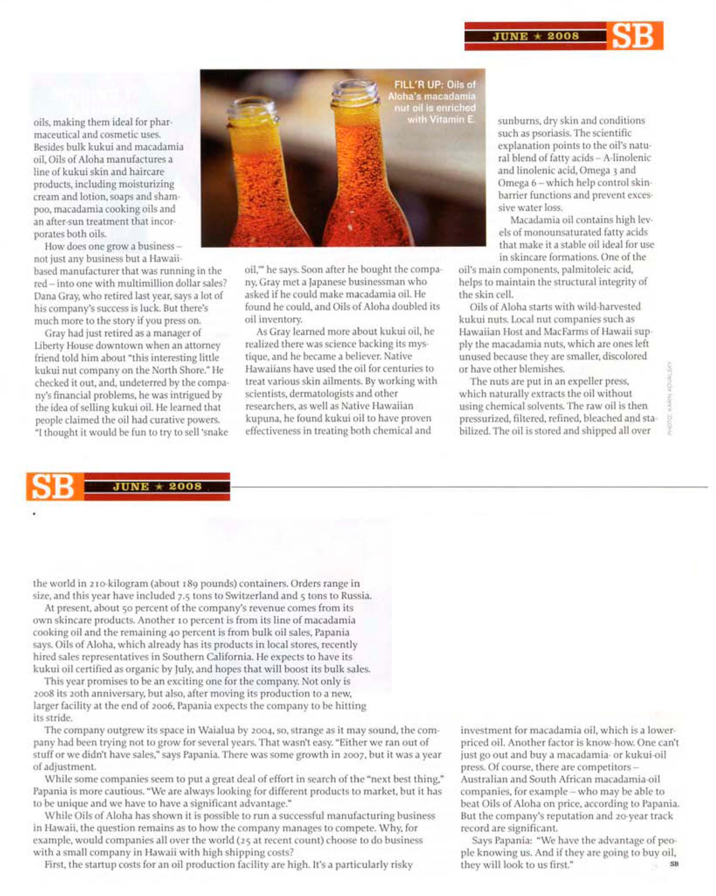oils, making them ideal for pharmaceutical and cosmetic uses. Besides bulk kukui and macadamia oil, Oils of Aloha manufactures a line of kukui skin and haircare products, including moisturizing cream and lotion, soaps and shampoo, macadamia cooking oils and an after-sun treatment that incorporates both oils.

How does one grow a business – not just any business but a Hawaii-based manufacturer that was running in the red – into one with multimillion dollar sales? Dana Gray, who retired last year, says a lot of his company's success is luck. But there's much more to the story if you press on.

Gray had just retired as a manager of Liberty House downtown when an attorney friend told him about "this interesting little kukui nut company on the North Shore." He checked it out, and, undeterred by the company's financial problems, he was intrigued by the idea of selling kukui oil. He learned that people claimed the oil had curative powers. "I thought it would be fun to try to sell 'snake oil,'" he says. Soon after he bought the company, Gray met a Japanese businessman who asked if he could make macadamia oil. He found he could, and Oils of Aloha doubled its oil inventory.

As Gray learned more about kukui oil, he realized there was science backing its mystique, and he became a believer. Native Hawaiians have used the oil for centuries to treat various skin ailments. By working with scientists, dermatologists and other researchers, as well as Native Hawaiian kupuna, he found kukui oil to have proven effectiveness in treating both chemical and sunburns, dry skin and conditions such as psoriasis. The scientific explanation points to the oil's natural blend of fatty acids – A-linolenic and linolenic acid, Omega 3 and Omega 6 – which help control skin-barrier functions and prevent excessive water loss.

Macadamia oil contains high levels of monounsaturated fatty acids that make it a stable oil ideal for use in skincare formations. One of the oil's main components, palmitoleic acid, helps to maintain the structural integrity of the skin cell.

FILL'R UP: Oils of Aloha's macadamia nut oil is enriched with Vitamin E.

Oils of Aloha starts with wild-harvested kukui nuts. Local nut companies such as Hawaiian Host and MacFarms of Hawaii supply the macadamia nuts, which are ones left unused because they are smaller, discolored or have other blemishes.

The nuts are put in an expeller press, which naturally extracts the oil without using chemical solvents. The raw oil is then pressurized, filtered, refined, bleached and stabilized. The oil is stored and shipped all over the world in 210-kilogram (about 189 pounds) containers. Orders range in size, and this year have included 7.5 tons to Switzerland and 5 tons to Russia.

At present, about 50 percent of the company's revenue comes from its own skincare products. Another 10 percent is from its line of macadamia cooking oil and the remaining 40 percent is from bulk oil sales, Papania says. Oils of Aloha, which already has its products in local stores, recently hired sales representatives in Southern California. He expects to have its kukui oil certified as organic by July, and hopes that will boost its bulk sales.

This year promises to be an exciting one for the company. Not only is 2008 its 20th anniversary, but also, after moving its production to a new, larger facility at the end of 2006, Papania expects the company to be hitting its stride.

The company outgrew its space in Waialua by 2004, so, strange as it may sound, the company had been trying not to grow for several years. That wasn't easy. "Either we ran out of stuff or we didn't have sales," says Papania. There was some growth in 2007, but it was a year of adjustment.

While some companies seem to put a great deal of effort in search of the "next best thing," Papania is more cautious. "We are always looking for different products to market, but it has to be unique and we have to have a significant advantage."

While Oils of Aloha has shown it is possible to run a successful manufacturing business in Hawaii, the question remains as to how the company manages to compete. Why, for example, would companies all over the world (25 at recent count) choose to do business with a small company in Hawaii with high shipping costs?

First, the startup costs for an oil production facility are high. It's a particularly risky investment for macadamia oil, which is a lower-priced oil. Another factor is know-how. One can't just go out and buy a macadamia- or kukui-oil press. Of course, there are competitors – Australian and South African macadamia-oil companies, for example – who may be able to beat Oils of Aloha on price, according to Papania. But the company's reputation and 20-year track record are significant.

Says Papania: "We have the advantage of people knowing us. And if they are going to buy oil, they will look to us first."